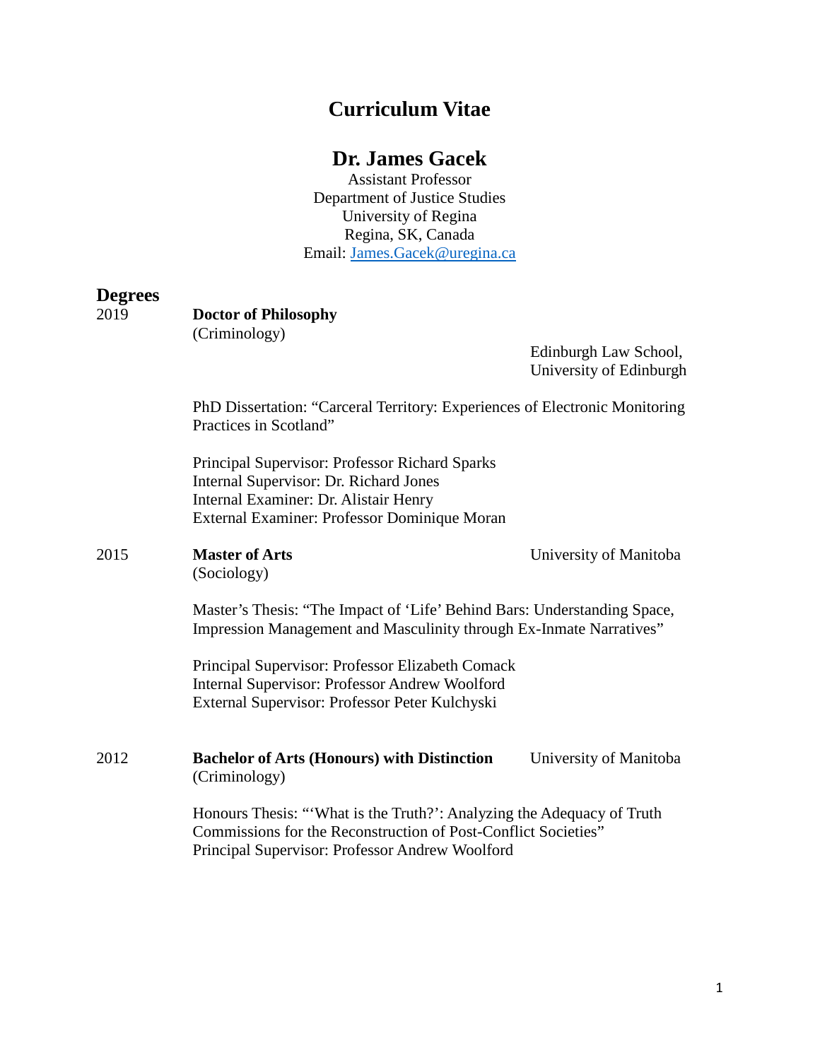# Curriculum Vitae

## Dr. James Gacek

Assistant Professor
Department of Justice Studies
University of Regina
Regina, SK, Canada
Email: James.Gacek@uregina.ca

## Degrees

**2019** — **Doctor of Philosophy** (Criminology) — Edinburgh Law School, University of Edinburgh

PhD Dissertation: "Carceral Territory: Experiences of Electronic Monitoring Practices in Scotland"

Principal Supervisor: Professor Richard Sparks
Internal Supervisor: Dr. Richard Jones
Internal Examiner: Dr. Alistair Henry
External Examiner: Professor Dominique Moran

**2015** — **Master of Arts** (Sociology) — University of Manitoba

Master's Thesis: "The Impact of 'Life' Behind Bars: Understanding Space, Impression Management and Masculinity through Ex-Inmate Narratives"

Principal Supervisor: Professor Elizabeth Comack
Internal Supervisor: Professor Andrew Woolford
External Supervisor: Professor Peter Kulchyski

**2012** — **Bachelor of Arts (Honours) with Distinction** (Criminology) — University of Manitoba

Honours Thesis: "'What is the Truth?': Analyzing the Adequacy of Truth Commissions for the Reconstruction of Post-Conflict Societies"
Principal Supervisor: Professor Andrew Woolford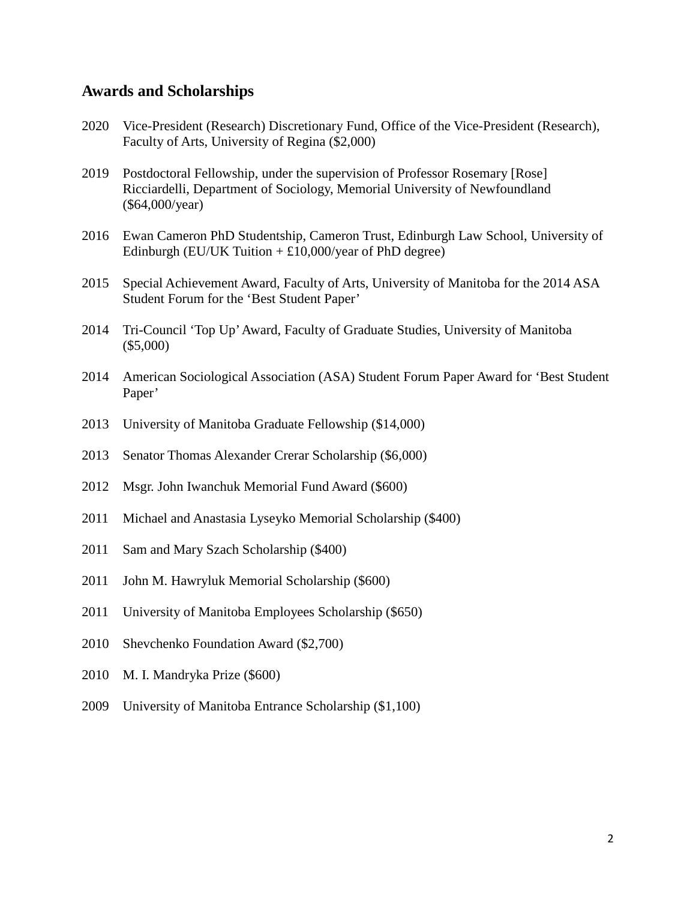## Awards and Scholarships

2020 Vice-President (Research) Discretionary Fund, Office of the Vice-President (Research), Faculty of Arts, University of Regina ($2,000)

2019 Postdoctoral Fellowship, under the supervision of Professor Rosemary [Rose] Ricciardelli, Department of Sociology, Memorial University of Newfoundland ($64,000/year)

2016 Ewan Cameron PhD Studentship, Cameron Trust, Edinburgh Law School, University of Edinburgh (EU/UK Tuition + £10,000/year of PhD degree)

2015 Special Achievement Award, Faculty of Arts, University of Manitoba for the 2014 ASA Student Forum for the 'Best Student Paper'

2014 Tri-Council 'Top Up' Award, Faculty of Graduate Studies, University of Manitoba ($5,000)

2014 American Sociological Association (ASA) Student Forum Paper Award for 'Best Student Paper'

2013 University of Manitoba Graduate Fellowship ($14,000)

2013 Senator Thomas Alexander Crerar Scholarship ($6,000)

2012 Msgr. John Iwanchuk Memorial Fund Award ($600)

2011 Michael and Anastasia Lyseyko Memorial Scholarship ($400)

2011 Sam and Mary Szach Scholarship ($400)

2011 John M. Hawryluk Memorial Scholarship ($600)

2011 University of Manitoba Employees Scholarship ($650)

2010 Shevchenko Foundation Award ($2,700)

2010 M. I. Mandryka Prize ($600)

2009 University of Manitoba Entrance Scholarship ($1,100)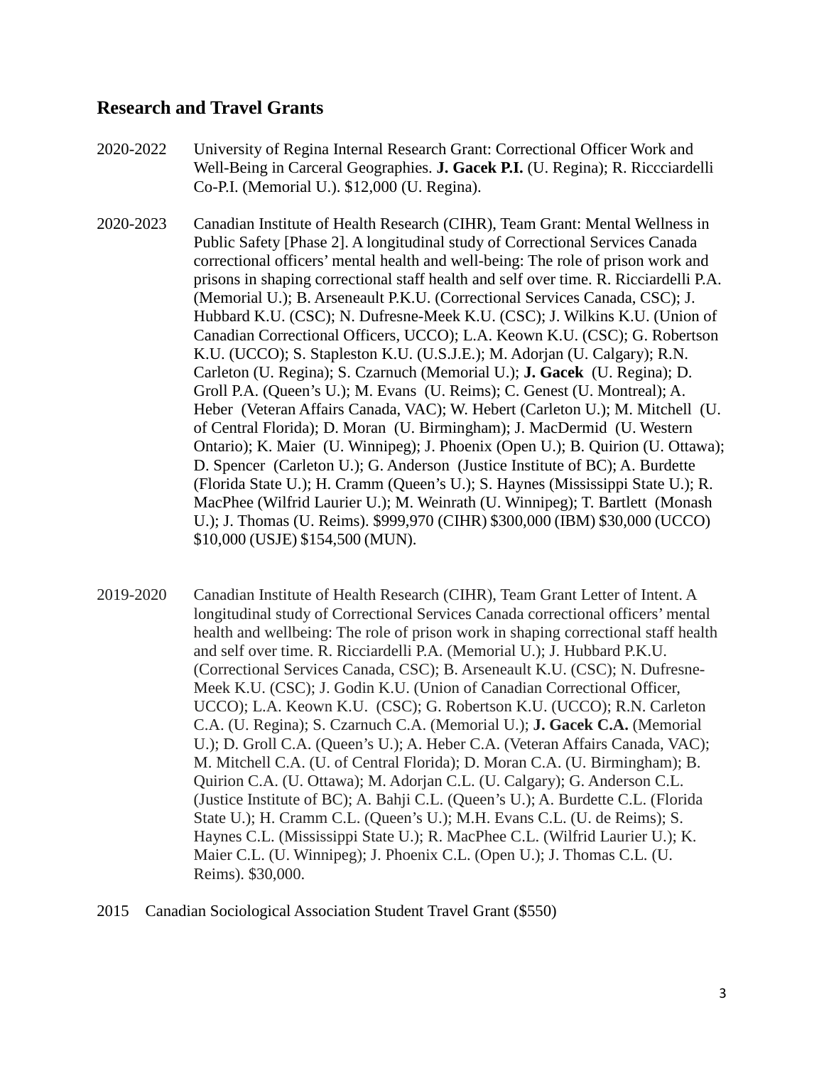## Research and Travel Grants

2020-2022 University of Regina Internal Research Grant: Correctional Officer Work and Well-Being in Carceral Geographies. **J. Gacek P.I.** (U. Regina); R. Riccciardelli Co-P.I. (Memorial U.). $12,000 (U. Regina).

2020-2023 Canadian Institute of Health Research (CIHR), Team Grant: Mental Wellness in Public Safety [Phase 2]. A longitudinal study of Correctional Services Canada correctional officers' mental health and well-being: The role of prison work and prisons in shaping correctional staff health and self over time. R. Ricciardelli P.A. (Memorial U.); B. Arseneault P.K.U. (Correctional Services Canada, CSC); J. Hubbard K.U. (CSC); N. Dufresne-Meek K.U. (CSC); J. Wilkins K.U. (Union of Canadian Correctional Officers, UCCO); L.A. Keown K.U. (CSC); G. Robertson K.U. (UCCO); S. Stapleston K.U. (U.S.J.E.); M. Adorjan (U. Calgary); R.N. Carleton (U. Regina); S. Czarnuch (Memorial U.); **J. Gacek** (U. Regina); D. Groll P.A. (Queen's U.); M. Evans (U. Reims); C. Genest (U. Montreal); A. Heber (Veteran Affairs Canada, VAC); W. Hebert (Carleton U.); M. Mitchell (U. of Central Florida); D. Moran (U. Birmingham); J. MacDermid (U. Western Ontario); K. Maier (U. Winnipeg); J. Phoenix (Open U.); B. Quirion (U. Ottawa); D. Spencer (Carleton U.); G. Anderson (Justice Institute of BC); A. Burdette (Florida State U.); H. Cramm (Queen's U.); S. Haynes (Mississippi State U.); R. MacPhee (Wilfrid Laurier U.); M. Weinrath (U. Winnipeg); T. Bartlett (Monash U.); J. Thomas (U. Reims). $999,970 (CIHR) $300,000 (IBM) $30,000 (UCCO) $10,000 (USJE) $154,500 (MUN).

2019-2020 Canadian Institute of Health Research (CIHR), Team Grant Letter of Intent. A longitudinal study of Correctional Services Canada correctional officers' mental health and wellbeing: The role of prison work in shaping correctional staff health and self over time. R. Ricciardelli P.A. (Memorial U.); J. Hubbard P.K.U. (Correctional Services Canada, CSC); B. Arseneault K.U. (CSC); N. Dufresne-Meek K.U. (CSC); J. Godin K.U. (Union of Canadian Correctional Officer, UCCO); L.A. Keown K.U. (CSC); G. Robertson K.U. (UCCO); R.N. Carleton C.A. (U. Regina); S. Czarnuch C.A. (Memorial U.); **J. Gacek C.A.** (Memorial U.); D. Groll C.A. (Queen's U.); A. Heber C.A. (Veteran Affairs Canada, VAC); M. Mitchell C.A. (U. of Central Florida); D. Moran C.A. (U. Birmingham); B. Quirion C.A. (U. Ottawa); M. Adorjan C.L. (U. Calgary); G. Anderson C.L. (Justice Institute of BC); A. Bahji C.L. (Queen's U.); A. Burdette C.L. (Florida State U.); H. Cramm C.L. (Queen's U.); M.H. Evans C.L. (U. de Reims); S. Haynes C.L. (Mississippi State U.); R. MacPhee C.L. (Wilfrid Laurier U.); K. Maier C.L. (U. Winnipeg); J. Phoenix C.L. (Open U.); J. Thomas C.L. (U. Reims). $30,000.

2015 Canadian Sociological Association Student Travel Grant ($550)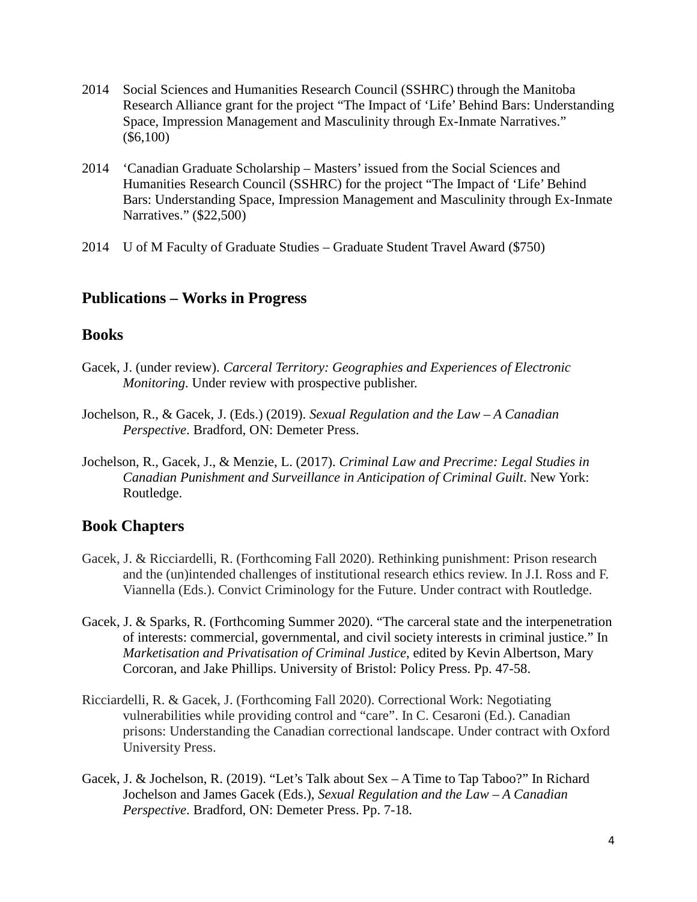2014 Social Sciences and Humanities Research Council (SSHRC) through the Manitoba Research Alliance grant for the project "The Impact of 'Life' Behind Bars: Understanding Space, Impression Management and Masculinity through Ex-Inmate Narratives." ($6,100)

2014 'Canadian Graduate Scholarship – Masters' issued from the Social Sciences and Humanities Research Council (SSHRC) for the project "The Impact of 'Life' Behind Bars: Understanding Space, Impression Management and Masculinity through Ex-Inmate Narratives." ($22,500)

2014 U of M Faculty of Graduate Studies – Graduate Student Travel Award ($750)

## Publications – Works in Progress

## Books

Gacek, J. (under review). *Carceral Territory: Geographies and Experiences of Electronic Monitoring*. Under review with prospective publisher.

Jochelson, R., & Gacek, J. (Eds.) (2019). *Sexual Regulation and the Law – A Canadian Perspective*. Bradford, ON: Demeter Press.

Jochelson, R., Gacek, J., & Menzie, L. (2017). *Criminal Law and Precrime: Legal Studies in Canadian Punishment and Surveillance in Anticipation of Criminal Guilt*. New York: Routledge.

## Book Chapters

Gacek, J. & Ricciardelli, R. (Forthcoming Fall 2020). Rethinking punishment: Prison research and the (un)intended challenges of institutional research ethics review. In J.I. Ross and F. Viannella (Eds.). Convict Criminology for the Future. Under contract with Routledge.

Gacek, J. & Sparks, R. (Forthcoming Summer 2020). "The carceral state and the interpenetration of interests: commercial, governmental, and civil society interests in criminal justice." In *Marketisation and Privatisation of Criminal Justice*, edited by Kevin Albertson, Mary Corcoran, and Jake Phillips. University of Bristol: Policy Press. Pp. 47-58.

Ricciardelli, R. & Gacek, J. (Forthcoming Fall 2020). Correctional Work: Negotiating vulnerabilities while providing control and "care". In C. Cesaroni (Ed.). Canadian prisons: Understanding the Canadian correctional landscape. Under contract with Oxford University Press.

Gacek, J. & Jochelson, R. (2019). "Let's Talk about Sex – A Time to Tap Taboo?" In Richard Jochelson and James Gacek (Eds.), *Sexual Regulation and the Law – A Canadian Perspective*. Bradford, ON: Demeter Press. Pp. 7-18.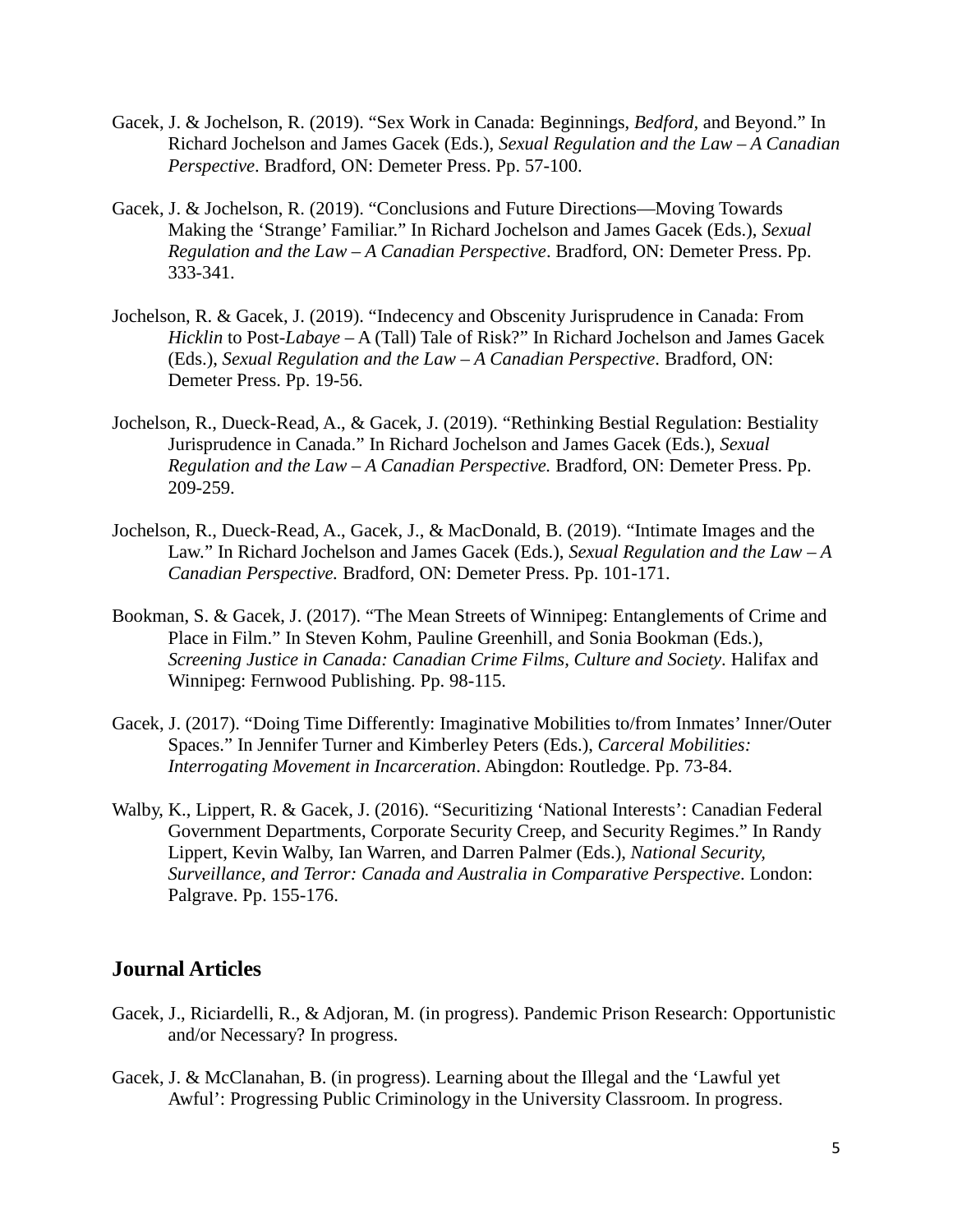Gacek, J. & Jochelson, R. (2019). "Sex Work in Canada: Beginnings, *Bedford*, and Beyond." In Richard Jochelson and James Gacek (Eds.), *Sexual Regulation and the Law – A Canadian Perspective*. Bradford, ON: Demeter Press. Pp. 57-100.

Gacek, J. & Jochelson, R. (2019). "Conclusions and Future Directions—Moving Towards Making the 'Strange' Familiar." In Richard Jochelson and James Gacek (Eds.), *Sexual Regulation and the Law – A Canadian Perspective*. Bradford, ON: Demeter Press. Pp. 333-341.

Jochelson, R. & Gacek, J. (2019). "Indecency and Obscenity Jurisprudence in Canada: From *Hicklin* to Post-*Labaye* – A (Tall) Tale of Risk?" In Richard Jochelson and James Gacek (Eds.), *Sexual Regulation and the Law – A Canadian Perspective*. Bradford, ON: Demeter Press. Pp. 19-56.

Jochelson, R., Dueck-Read, A., & Gacek, J. (2019). "Rethinking Bestial Regulation: Bestiality Jurisprudence in Canada." In Richard Jochelson and James Gacek (Eds.), *Sexual Regulation and the Law – A Canadian Perspective.* Bradford, ON: Demeter Press. Pp. 209-259.

Jochelson, R., Dueck-Read, A., Gacek, J., & MacDonald, B. (2019). "Intimate Images and the Law." In Richard Jochelson and James Gacek (Eds.), *Sexual Regulation and the Law – A Canadian Perspective.* Bradford, ON: Demeter Press. Pp. 101-171.

Bookman, S. & Gacek, J. (2017). "The Mean Streets of Winnipeg: Entanglements of Crime and Place in Film." In Steven Kohm, Pauline Greenhill, and Sonia Bookman (Eds.), *Screening Justice in Canada: Canadian Crime Films, Culture and Society*. Halifax and Winnipeg: Fernwood Publishing. Pp. 98-115.

Gacek, J. (2017). "Doing Time Differently: Imaginative Mobilities to/from Inmates' Inner/Outer Spaces." In Jennifer Turner and Kimberley Peters (Eds.), *Carceral Mobilities: Interrogating Movement in Incarceration*. Abingdon: Routledge. Pp. 73-84.

Walby, K., Lippert, R. & Gacek, J. (2016). "Securitizing 'National Interests': Canadian Federal Government Departments, Corporate Security Creep, and Security Regimes." In Randy Lippert, Kevin Walby, Ian Warren, and Darren Palmer (Eds.), *National Security, Surveillance, and Terror: Canada and Australia in Comparative Perspective*. London: Palgrave. Pp. 155-176.

## Journal Articles

Gacek, J., Riciardelli, R., & Adjoran, M. (in progress). Pandemic Prison Research: Opportunistic and/or Necessary? In progress.

Gacek, J. & McClanahan, B. (in progress). Learning about the Illegal and the 'Lawful yet Awful': Progressing Public Criminology in the University Classroom. In progress.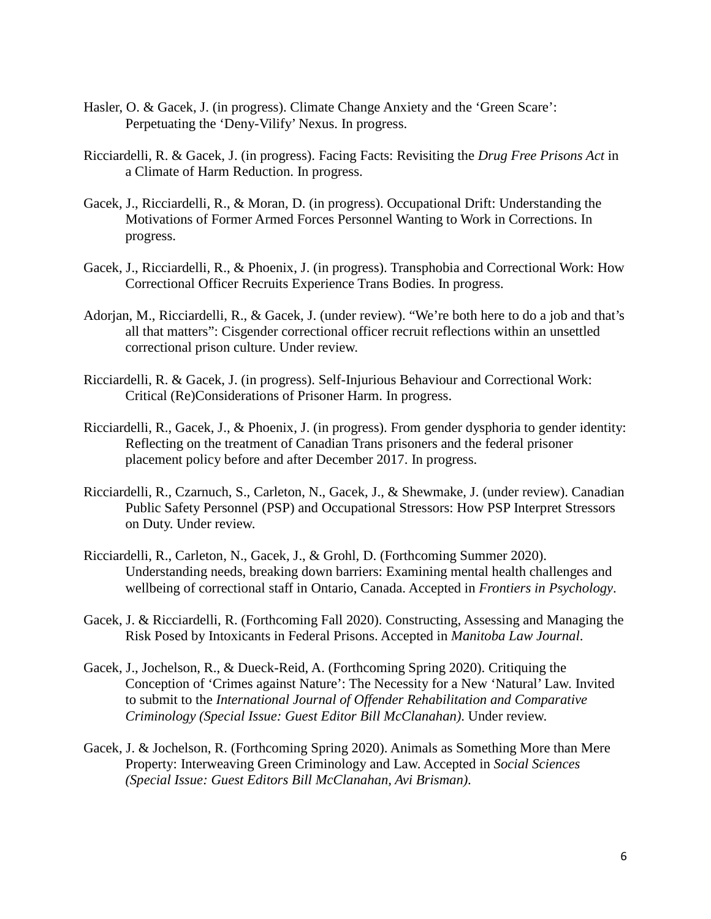Hasler, O. & Gacek, J. (in progress). Climate Change Anxiety and the 'Green Scare': Perpetuating the 'Deny-Vilify' Nexus. In progress.

Ricciardelli, R. & Gacek, J. (in progress). Facing Facts: Revisiting the *Drug Free Prisons Act* in a Climate of Harm Reduction. In progress.

Gacek, J., Ricciardelli, R., & Moran, D. (in progress). Occupational Drift: Understanding the Motivations of Former Armed Forces Personnel Wanting to Work in Corrections. In progress.

Gacek, J., Ricciardelli, R., & Phoenix, J. (in progress). Transphobia and Correctional Work: How Correctional Officer Recruits Experience Trans Bodies. In progress.

Adorjan, M., Ricciardelli, R., & Gacek, J. (under review). "We're both here to do a job and that's all that matters": Cisgender correctional officer recruit reflections within an unsettled correctional prison culture. Under review.

Ricciardelli, R. & Gacek, J. (in progress). Self-Injurious Behaviour and Correctional Work: Critical (Re)Considerations of Prisoner Harm. In progress.

Ricciardelli, R., Gacek, J., & Phoenix, J. (in progress). From gender dysphoria to gender identity: Reflecting on the treatment of Canadian Trans prisoners and the federal prisoner placement policy before and after December 2017. In progress.

Ricciardelli, R., Czarnuch, S., Carleton, N., Gacek, J., & Shewmake, J. (under review). Canadian Public Safety Personnel (PSP) and Occupational Stressors: How PSP Interpret Stressors on Duty. Under review.

Ricciardelli, R., Carleton, N., Gacek, J., & Grohl, D. (Forthcoming Summer 2020). Understanding needs, breaking down barriers: Examining mental health challenges and wellbeing of correctional staff in Ontario, Canada. Accepted in *Frontiers in Psychology*.

Gacek, J. & Ricciardelli, R. (Forthcoming Fall 2020). Constructing, Assessing and Managing the Risk Posed by Intoxicants in Federal Prisons. Accepted in *Manitoba Law Journal*.

Gacek, J., Jochelson, R., & Dueck-Reid, A. (Forthcoming Spring 2020). Critiquing the Conception of 'Crimes against Nature': The Necessity for a New 'Natural' Law. Invited to submit to the *International Journal of Offender Rehabilitation and Comparative Criminology (Special Issue: Guest Editor Bill McClanahan)*. Under review.

Gacek, J. & Jochelson, R. (Forthcoming Spring 2020). Animals as Something More than Mere Property: Interweaving Green Criminology and Law. Accepted in *Social Sciences (Special Issue: Guest Editors Bill McClanahan, Avi Brisman)*.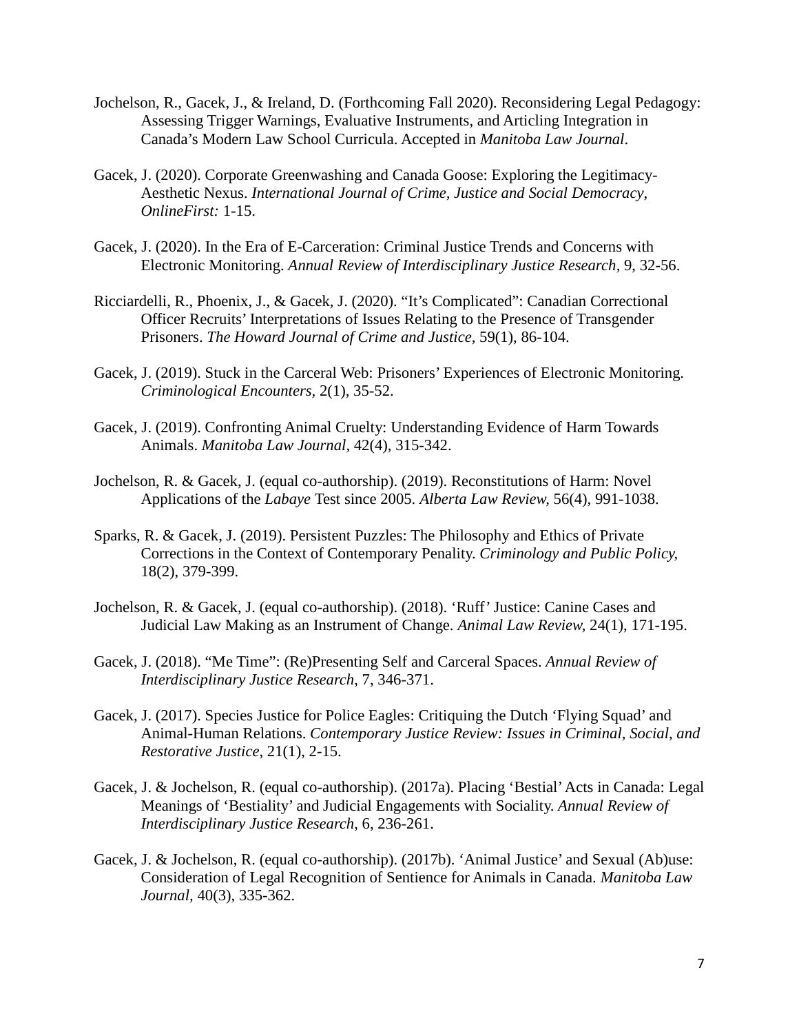Jochelson, R., Gacek, J., & Ireland, D. (Forthcoming Fall 2020). Reconsidering Legal Pedagogy: Assessing Trigger Warnings, Evaluative Instruments, and Articling Integration in Canada's Modern Law School Curricula. Accepted in *Manitoba Law Journal*.

Gacek, J. (2020). Corporate Greenwashing and Canada Goose: Exploring the Legitimacy-Aesthetic Nexus. *International Journal of Crime, Justice and Social Democracy, OnlineFirst:* 1-15.

Gacek, J. (2020). In the Era of E-Carceration: Criminal Justice Trends and Concerns with Electronic Monitoring. *Annual Review of Interdisciplinary Justice Research*, 9, 32-56.

Ricciardelli, R., Phoenix, J., & Gacek, J. (2020). "It's Complicated": Canadian Correctional Officer Recruits' Interpretations of Issues Relating to the Presence of Transgender Prisoners. *The Howard Journal of Crime and Justice*, 59(1), 86-104.

Gacek, J. (2019). Stuck in the Carceral Web: Prisoners' Experiences of Electronic Monitoring. *Criminological Encounters*, 2(1), 35-52.

Gacek, J. (2019). Confronting Animal Cruelty: Understanding Evidence of Harm Towards Animals. *Manitoba Law Journal*, 42(4), 315-342.

Jochelson, R. & Gacek, J. (equal co-authorship). (2019). Reconstitutions of Harm: Novel Applications of the *Labaye* Test since 2005. *Alberta Law Review*, 56(4), 991-1038.

Sparks, R. & Gacek, J. (2019). Persistent Puzzles: The Philosophy and Ethics of Private Corrections in the Context of Contemporary Penality. *Criminology and Public Policy*, 18(2), 379-399.

Jochelson, R. & Gacek, J. (equal co-authorship). (2018). 'Ruff' Justice: Canine Cases and Judicial Law Making as an Instrument of Change. *Animal Law Review*, 24(1), 171-195.

Gacek, J. (2018). "Me Time": (Re)Presenting Self and Carceral Spaces. *Annual Review of Interdisciplinary Justice Research*, 7, 346-371.

Gacek, J. (2017). Species Justice for Police Eagles: Critiquing the Dutch 'Flying Squad' and Animal-Human Relations. *Contemporary Justice Review: Issues in Criminal, Social, and Restorative Justice*, 21(1), 2-15.

Gacek, J. & Jochelson, R. (equal co-authorship). (2017a). Placing 'Bestial' Acts in Canada: Legal Meanings of 'Bestiality' and Judicial Engagements with Sociality. *Annual Review of Interdisciplinary Justice Research*, 6, 236-261.

Gacek, J. & Jochelson, R. (equal co-authorship). (2017b). 'Animal Justice' and Sexual (Ab)use: Consideration of Legal Recognition of Sentience for Animals in Canada. *Manitoba Law Journal*, 40(3), 335-362.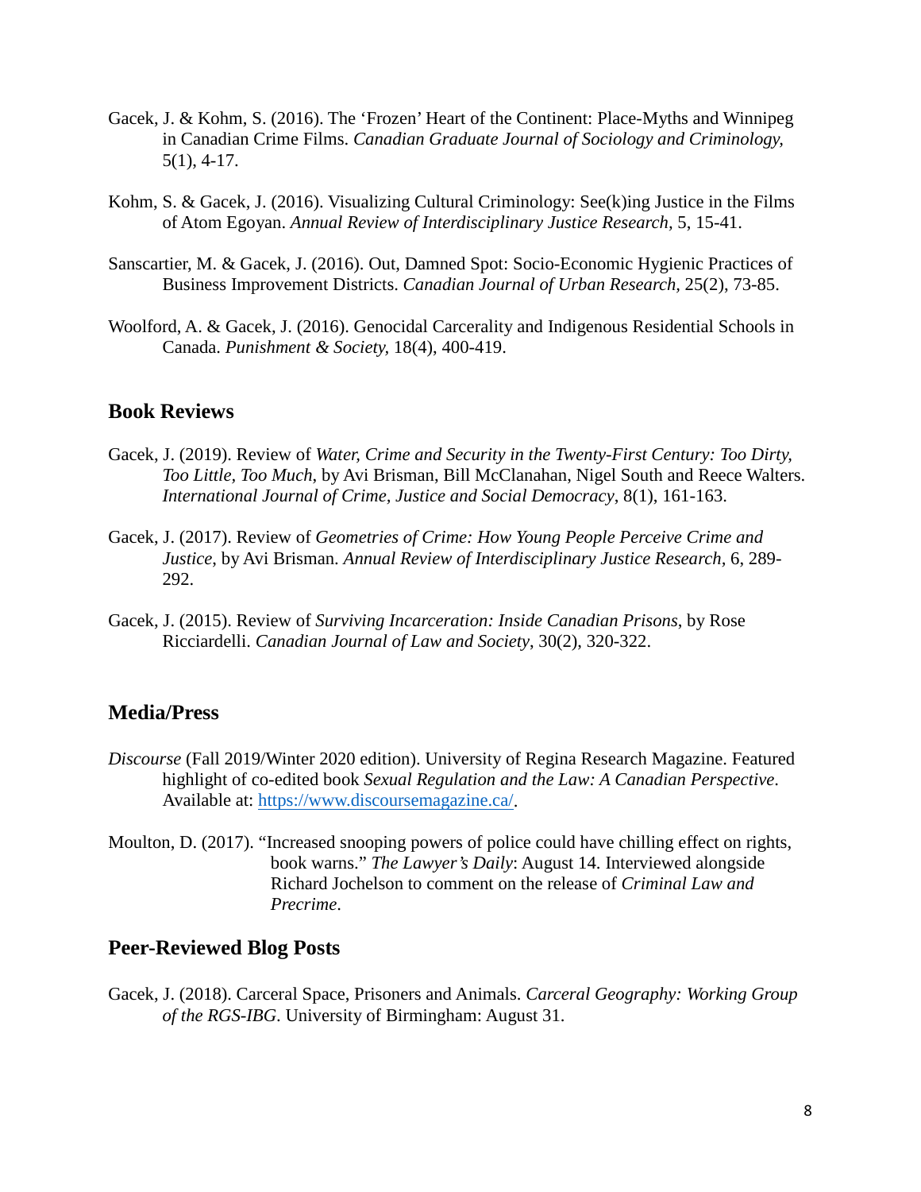Gacek, J. & Kohm, S. (2016). The 'Frozen' Heart of the Continent: Place-Myths and Winnipeg in Canadian Crime Films. *Canadian Graduate Journal of Sociology and Criminology*, 5(1), 4-17.

Kohm, S. & Gacek, J. (2016). Visualizing Cultural Criminology: See(k)ing Justice in the Films of Atom Egoyan. *Annual Review of Interdisciplinary Justice Research*, 5, 15-41.

Sanscartier, M. & Gacek, J. (2016). Out, Damned Spot: Socio-Economic Hygienic Practices of Business Improvement Districts. *Canadian Journal of Urban Research*, 25(2), 73-85.

Woolford, A. & Gacek, J. (2016). Genocidal Carcerality and Indigenous Residential Schools in Canada. *Punishment & Society*, 18(4), 400-419.

## Book Reviews

Gacek, J. (2019). Review of *Water, Crime and Security in the Twenty-First Century: Too Dirty, Too Little, Too Much*, by Avi Brisman, Bill McClanahan, Nigel South and Reece Walters. *International Journal of Crime, Justice and Social Democracy*, 8(1), 161-163.

Gacek, J. (2017). Review of *Geometries of Crime: How Young People Perceive Crime and Justice*, by Avi Brisman. *Annual Review of Interdisciplinary Justice Research*, 6, 289-292.

Gacek, J. (2015). Review of *Surviving Incarceration: Inside Canadian Prisons*, by Rose Ricciardelli. *Canadian Journal of Law and Society*, 30(2), 320-322.

## Media/Press

*Discourse* (Fall 2019/Winter 2020 edition). University of Regina Research Magazine. Featured highlight of co-edited book *Sexual Regulation and the Law: A Canadian Perspective*. Available at: [https://www.discoursemagazine.ca/](https://www.discoursemagazine.ca/).

Moulton, D. (2017). "Increased snooping powers of police could have chilling effect on rights, book warns." *The Lawyer's Daily*: August 14. Interviewed alongside Richard Jochelson to comment on the release of *Criminal Law and Precrime*.

## Peer-Reviewed Blog Posts

Gacek, J. (2018). Carceral Space, Prisoners and Animals. *Carceral Geography: Working Group of the RGS-IBG*. University of Birmingham: August 31.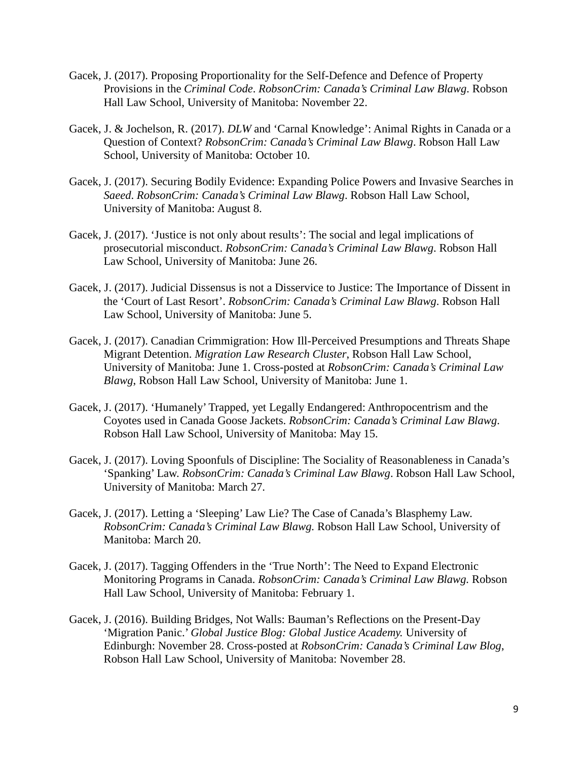Gacek, J. (2017). Proposing Proportionality for the Self-Defence and Defence of Property Provisions in the *Criminal Code*. *RobsonCrim: Canada's Criminal Law Blawg*. Robson Hall Law School, University of Manitoba: November 22.

Gacek, J. & Jochelson, R. (2017). *DLW* and 'Carnal Knowledge': Animal Rights in Canada or a Question of Context? *RobsonCrim: Canada's Criminal Law Blawg*. Robson Hall Law School, University of Manitoba: October 10.

Gacek, J. (2017). Securing Bodily Evidence: Expanding Police Powers and Invasive Searches in *Saeed*. *RobsonCrim: Canada's Criminal Law Blawg*. Robson Hall Law School, University of Manitoba: August 8.

Gacek, J. (2017). 'Justice is not only about results': The social and legal implications of prosecutorial misconduct. *RobsonCrim: Canada's Criminal Law Blawg*. Robson Hall Law School, University of Manitoba: June 26.

Gacek, J. (2017). Judicial Dissensus is not a Disservice to Justice: The Importance of Dissent in the 'Court of Last Resort'. *RobsonCrim: Canada's Criminal Law Blawg*. Robson Hall Law School, University of Manitoba: June 5.

Gacek, J. (2017). Canadian Crimmigration: How Ill-Perceived Presumptions and Threats Shape Migrant Detention. *Migration Law Research Cluster*, Robson Hall Law School, University of Manitoba: June 1. Cross-posted at *RobsonCrim: Canada's Criminal Law Blawg*, Robson Hall Law School, University of Manitoba: June 1.

Gacek, J. (2017). 'Humanely' Trapped, yet Legally Endangered: Anthropocentrism and the Coyotes used in Canada Goose Jackets. *RobsonCrim: Canada's Criminal Law Blawg*. Robson Hall Law School, University of Manitoba: May 15.

Gacek, J. (2017). Loving Spoonfuls of Discipline: The Sociality of Reasonableness in Canada's 'Spanking' Law. *RobsonCrim: Canada's Criminal Law Blawg*. Robson Hall Law School, University of Manitoba: March 27.

Gacek, J. (2017). Letting a 'Sleeping' Law Lie? The Case of Canada's Blasphemy Law. *RobsonCrim: Canada's Criminal Law Blawg.* Robson Hall Law School, University of Manitoba: March 20.

Gacek, J. (2017). Tagging Offenders in the 'True North': The Need to Expand Electronic Monitoring Programs in Canada. *RobsonCrim: Canada's Criminal Law Blawg.* Robson Hall Law School, University of Manitoba: February 1.

Gacek, J. (2016). Building Bridges, Not Walls: Bauman's Reflections on the Present-Day 'Migration Panic.' *Global Justice Blog: Global Justice Academy.* University of Edinburgh: November 28. Cross-posted at *RobsonCrim: Canada's Criminal Law Blog*, Robson Hall Law School, University of Manitoba: November 28.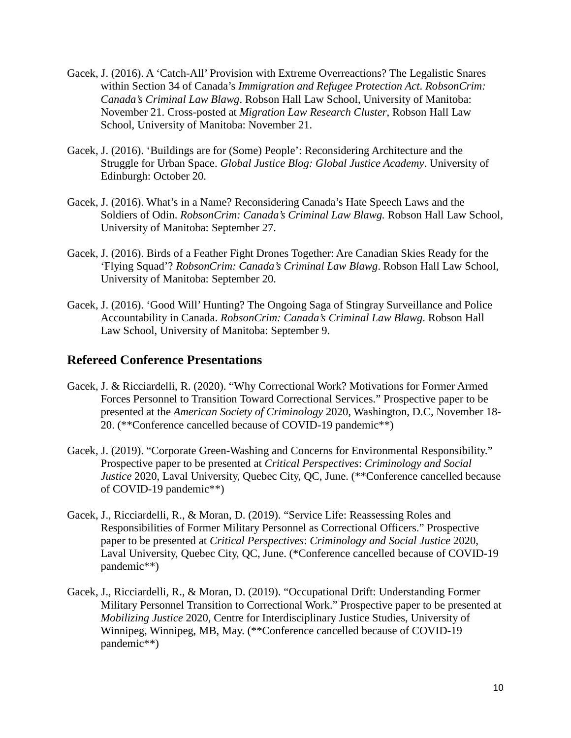Gacek, J. (2016). A 'Catch-All' Provision with Extreme Overreactions? The Legalistic Snares within Section 34 of Canada's *Immigration and Refugee Protection Act*. *RobsonCrim: Canada's Criminal Law Blawg*. Robson Hall Law School, University of Manitoba: November 21. Cross-posted at *Migration Law Research Cluster*, Robson Hall Law School, University of Manitoba: November 21.

Gacek, J. (2016). 'Buildings are for (Some) People': Reconsidering Architecture and the Struggle for Urban Space. *Global Justice Blog: Global Justice Academy*. University of Edinburgh: October 20.

Gacek, J. (2016). What's in a Name? Reconsidering Canada's Hate Speech Laws and the Soldiers of Odin. *RobsonCrim: Canada's Criminal Law Blawg.* Robson Hall Law School, University of Manitoba: September 27.

Gacek, J. (2016). Birds of a Feather Fight Drones Together: Are Canadian Skies Ready for the 'Flying Squad'? *RobsonCrim: Canada's Criminal Law Blawg*. Robson Hall Law School, University of Manitoba: September 20.

Gacek, J. (2016). 'Good Will' Hunting? The Ongoing Saga of Stingray Surveillance and Police Accountability in Canada. *RobsonCrim: Canada's Criminal Law Blawg*. Robson Hall Law School, University of Manitoba: September 9.

## Refereed Conference Presentations

Gacek, J. & Ricciardelli, R. (2020). "Why Correctional Work? Motivations for Former Armed Forces Personnel to Transition Toward Correctional Services." Prospective paper to be presented at the *American Society of Criminology* 2020, Washington, D.C, November 18-20. (**Conference cancelled because of COVID-19 pandemic**)

Gacek, J. (2019). "Corporate Green-Washing and Concerns for Environmental Responsibility." Prospective paper to be presented at *Critical Perspectives*: *Criminology and Social Justice* 2020, Laval University, Quebec City, QC, June. (**Conference cancelled because of COVID-19 pandemic**)

Gacek, J., Ricciardelli, R., & Moran, D. (2019). "Service Life: Reassessing Roles and Responsibilities of Former Military Personnel as Correctional Officers." Prospective paper to be presented at *Critical Perspectives*: *Criminology and Social Justice* 2020, Laval University, Quebec City, QC, June. (*Conference cancelled because of COVID-19 pandemic**)

Gacek, J., Ricciardelli, R., & Moran, D. (2019). "Occupational Drift: Understanding Former Military Personnel Transition to Correctional Work." Prospective paper to be presented at *Mobilizing Justice* 2020, Centre for Interdisciplinary Justice Studies, University of Winnipeg, Winnipeg, MB, May. (**Conference cancelled because of COVID-19 pandemic**)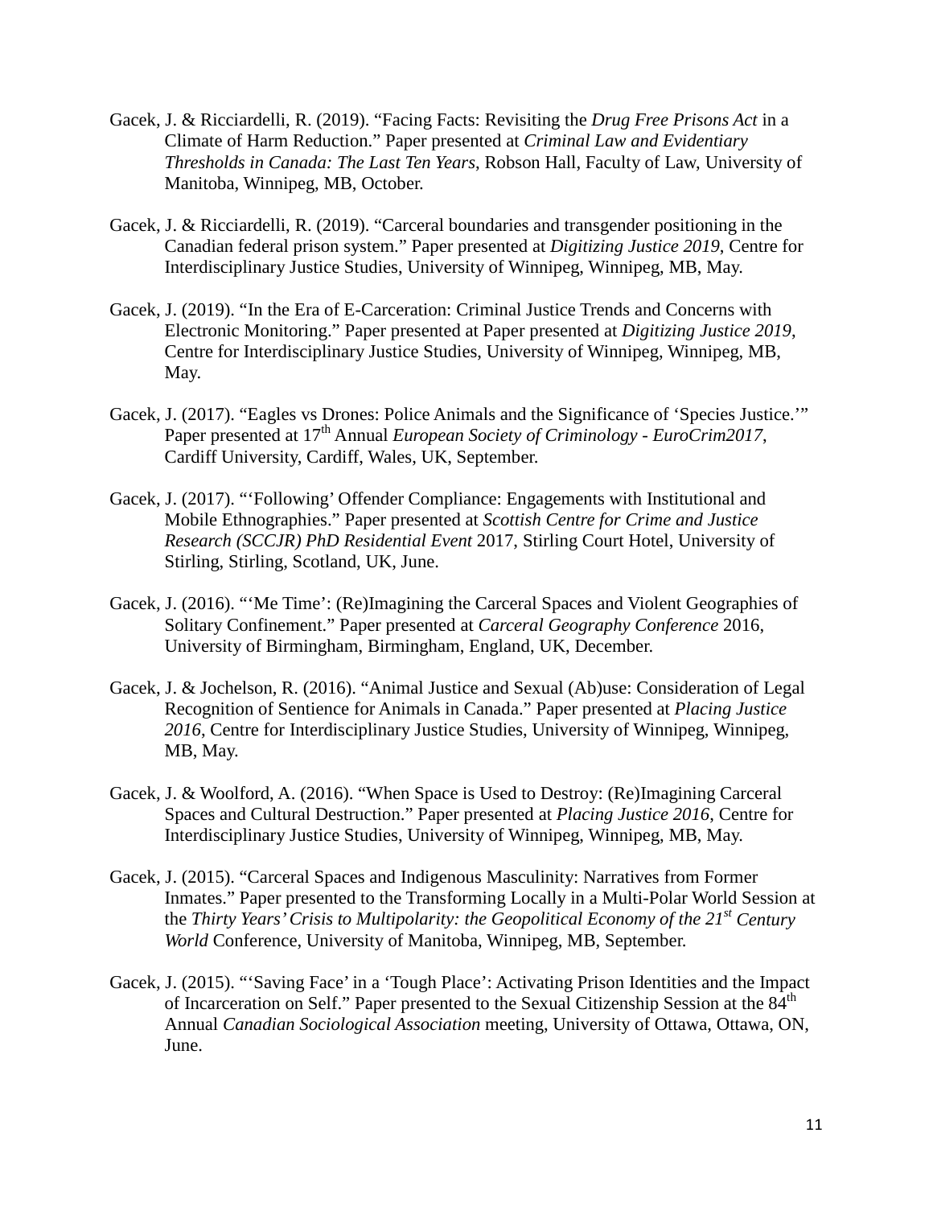Gacek, J. & Ricciardelli, R. (2019). "Facing Facts: Revisiting the *Drug Free Prisons Act* in a Climate of Harm Reduction." Paper presented at *Criminal Law and Evidentiary Thresholds in Canada: The Last Ten Years*, Robson Hall, Faculty of Law, University of Manitoba, Winnipeg, MB, October.

Gacek, J. & Ricciardelli, R. (2019). "Carceral boundaries and transgender positioning in the Canadian federal prison system." Paper presented at *Digitizing Justice 2019*, Centre for Interdisciplinary Justice Studies, University of Winnipeg, Winnipeg, MB, May.

Gacek, J. (2019). "In the Era of E-Carceration: Criminal Justice Trends and Concerns with Electronic Monitoring." Paper presented at Paper presented at *Digitizing Justice 2019*, Centre for Interdisciplinary Justice Studies, University of Winnipeg, Winnipeg, MB, May.

Gacek, J. (2017). "Eagles vs Drones: Police Animals and the Significance of 'Species Justice.'" Paper presented at 17th Annual *European Society of Criminology - EuroCrim2017*, Cardiff University, Cardiff, Wales, UK, September.

Gacek, J. (2017). "'Following' Offender Compliance: Engagements with Institutional and Mobile Ethnographies." Paper presented at *Scottish Centre for Crime and Justice Research (SCCJR) PhD Residential Event* 2017, Stirling Court Hotel, University of Stirling, Stirling, Scotland, UK, June.

Gacek, J. (2016). "'Me Time': (Re)Imagining the Carceral Spaces and Violent Geographies of Solitary Confinement." Paper presented at *Carceral Geography Conference* 2016, University of Birmingham, Birmingham, England, UK, December.

Gacek, J. & Jochelson, R. (2016). "Animal Justice and Sexual (Ab)use: Consideration of Legal Recognition of Sentience for Animals in Canada." Paper presented at *Placing Justice 2016*, Centre for Interdisciplinary Justice Studies, University of Winnipeg, Winnipeg, MB, May.

Gacek, J. & Woolford, A. (2016). "When Space is Used to Destroy: (Re)Imagining Carceral Spaces and Cultural Destruction." Paper presented at *Placing Justice 2016*, Centre for Interdisciplinary Justice Studies, University of Winnipeg, Winnipeg, MB, May.

Gacek, J. (2015). "Carceral Spaces and Indigenous Masculinity: Narratives from Former Inmates." Paper presented to the Transforming Locally in a Multi-Polar World Session at the *Thirty Years' Crisis to Multipolarity: the Geopolitical Economy of the 21st Century World* Conference, University of Manitoba, Winnipeg, MB, September.

Gacek, J. (2015). "'Saving Face' in a 'Tough Place': Activating Prison Identities and the Impact of Incarceration on Self." Paper presented to the Sexual Citizenship Session at the 84th Annual *Canadian Sociological Association* meeting, University of Ottawa, Ottawa, ON, June.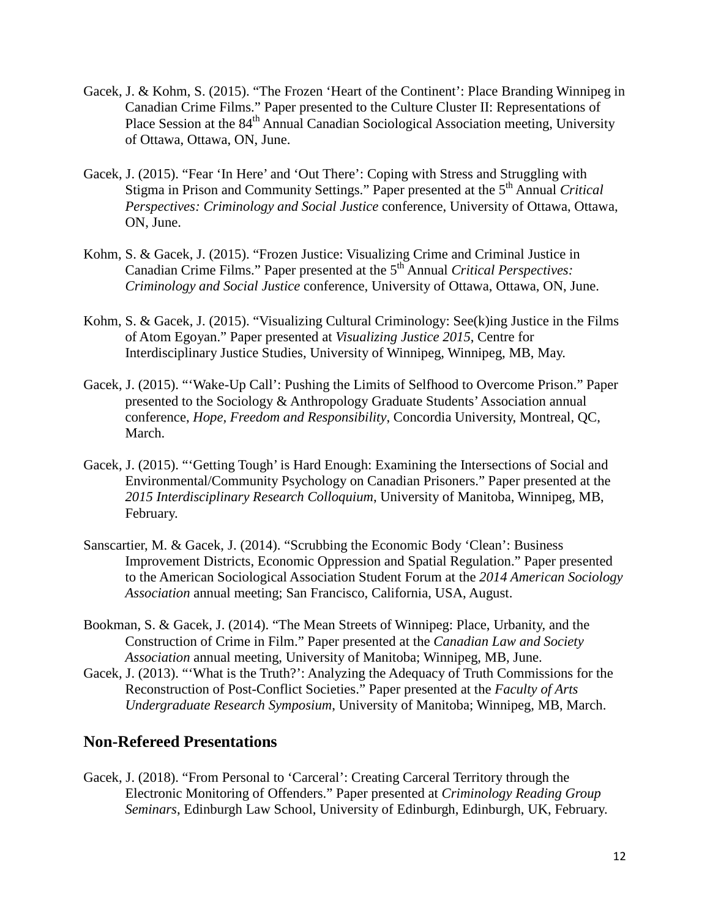Gacek, J. & Kohm, S. (2015). "The Frozen 'Heart of the Continent': Place Branding Winnipeg in Canadian Crime Films." Paper presented to the Culture Cluster II: Representations of Place Session at the 84th Annual Canadian Sociological Association meeting, University of Ottawa, Ottawa, ON, June.

Gacek, J. (2015). "Fear 'In Here' and 'Out There': Coping with Stress and Struggling with Stigma in Prison and Community Settings." Paper presented at the 5th Annual *Critical Perspectives: Criminology and Social Justice* conference, University of Ottawa, Ottawa, ON, June.

Kohm, S. & Gacek, J. (2015). "Frozen Justice: Visualizing Crime and Criminal Justice in Canadian Crime Films." Paper presented at the 5th Annual *Critical Perspectives: Criminology and Social Justice* conference, University of Ottawa, Ottawa, ON, June.

Kohm, S. & Gacek, J. (2015). "Visualizing Cultural Criminology: See(k)ing Justice in the Films of Atom Egoyan." Paper presented at *Visualizing Justice 2015*, Centre for Interdisciplinary Justice Studies, University of Winnipeg, Winnipeg, MB, May.

Gacek, J. (2015). "'Wake-Up Call': Pushing the Limits of Selfhood to Overcome Prison." Paper presented to the Sociology & Anthropology Graduate Students' Association annual conference, *Hope, Freedom and Responsibility*, Concordia University, Montreal, QC, March.

Gacek, J. (2015). "'Getting Tough' is Hard Enough: Examining the Intersections of Social and Environmental/Community Psychology on Canadian Prisoners." Paper presented at the *2015 Interdisciplinary Research Colloquium*, University of Manitoba, Winnipeg, MB, February.

Sanscartier, M. & Gacek, J. (2014). "Scrubbing the Economic Body 'Clean': Business Improvement Districts, Economic Oppression and Spatial Regulation." Paper presented to the American Sociological Association Student Forum at the *2014 American Sociology Association* annual meeting; San Francisco, California, USA, August.

Bookman, S. & Gacek, J. (2014). "The Mean Streets of Winnipeg: Place, Urbanity, and the Construction of Crime in Film." Paper presented at the *Canadian Law and Society Association* annual meeting, University of Manitoba; Winnipeg, MB, June.

Gacek, J. (2013). "'What is the Truth?': Analyzing the Adequacy of Truth Commissions for the Reconstruction of Post-Conflict Societies." Paper presented at the *Faculty of Arts Undergraduate Research Symposium*, University of Manitoba; Winnipeg, MB, March.

## Non-Refereed Presentations

Gacek, J. (2018). "From Personal to 'Carceral': Creating Carceral Territory through the Electronic Monitoring of Offenders." Paper presented at *Criminology Reading Group Seminars*, Edinburgh Law School, University of Edinburgh, Edinburgh, UK, February.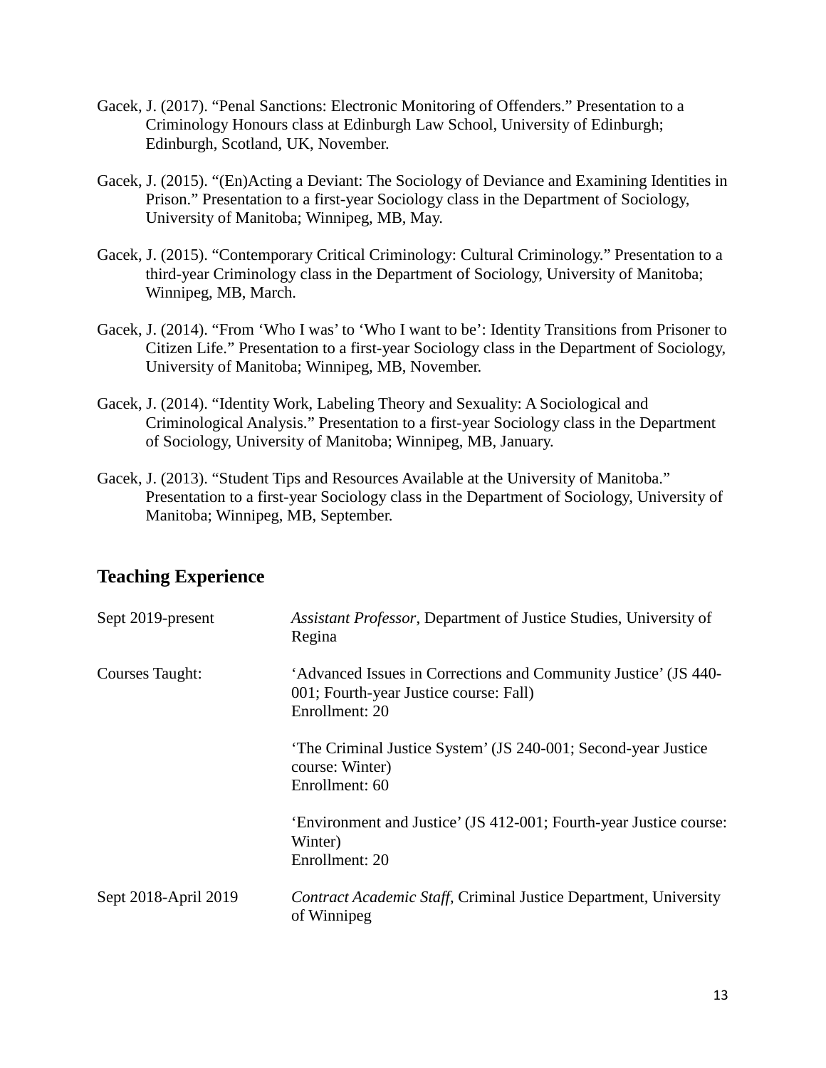Gacek, J. (2017). "Penal Sanctions: Electronic Monitoring of Offenders." Presentation to a Criminology Honours class at Edinburgh Law School, University of Edinburgh; Edinburgh, Scotland, UK, November.

Gacek, J. (2015). "(En)Acting a Deviant: The Sociology of Deviance and Examining Identities in Prison." Presentation to a first-year Sociology class in the Department of Sociology, University of Manitoba; Winnipeg, MB, May.

Gacek, J. (2015). "Contemporary Critical Criminology: Cultural Criminology." Presentation to a third-year Criminology class in the Department of Sociology, University of Manitoba; Winnipeg, MB, March.

Gacek, J. (2014). "From 'Who I was' to 'Who I want to be': Identity Transitions from Prisoner to Citizen Life." Presentation to a first-year Sociology class in the Department of Sociology, University of Manitoba; Winnipeg, MB, November.

Gacek, J. (2014). "Identity Work, Labeling Theory and Sexuality: A Sociological and Criminological Analysis." Presentation to a first-year Sociology class in the Department of Sociology, University of Manitoba; Winnipeg, MB, January.

Gacek, J. (2013). "Student Tips and Resources Available at the University of Manitoba." Presentation to a first-year Sociology class in the Department of Sociology, University of Manitoba; Winnipeg, MB, September.

## Teaching Experience

| | |
|---|---|
| Sept 2019-present | *Assistant Professor*, Department of Justice Studies, University of Regina |
| Courses Taught: | 'Advanced Issues in Corrections and Community Justice' (JS 440-001; Fourth-year Justice course: Fall)<br>Enrollment: 20 |
| | 'The Criminal Justice System' (JS 240-001; Second-year Justice course: Winter)<br>Enrollment: 60 |
| | 'Environment and Justice' (JS 412-001; Fourth-year Justice course: Winter)<br>Enrollment: 20 |
| Sept 2018-April 2019 | *Contract Academic Staff*, Criminal Justice Department, University of Winnipeg |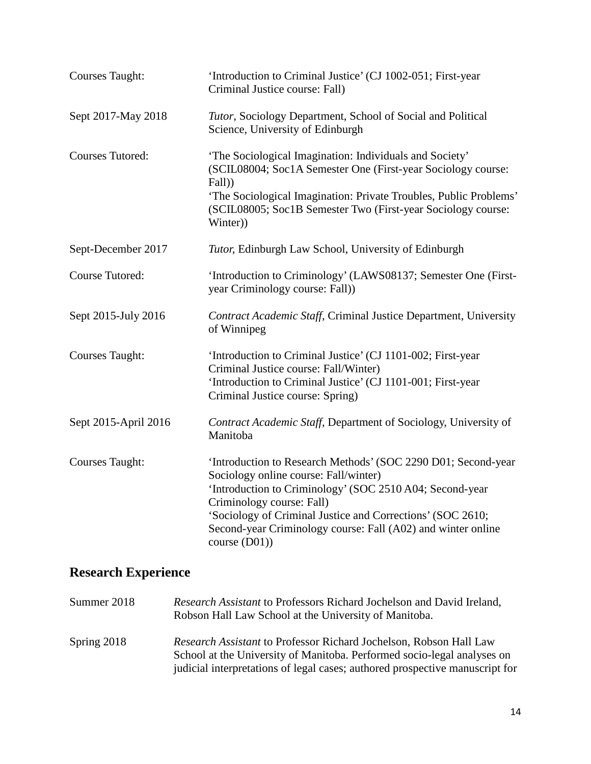Courses Taught: 'Introduction to Criminal Justice' (CJ 1002-051; First-year Criminal Justice course: Fall)

Sept 2017-May 2018 *Tutor*, Sociology Department, School of Social and Political Science, University of Edinburgh

Courses Tutored: 'The Sociological Imagination: Individuals and Society' (SCIL08004; Soc1A Semester One (First-year Sociology course: Fall))
'The Sociological Imagination: Private Troubles, Public Problems' (SCIL08005; Soc1B Semester Two (First-year Sociology course: Winter))

Sept-December 2017 *Tutor*, Edinburgh Law School, University of Edinburgh

Course Tutored: 'Introduction to Criminology' (LAWS08137; Semester One (First-year Criminology course: Fall))

Sept 2015-July 2016 *Contract Academic Staff*, Criminal Justice Department, University of Winnipeg

Courses Taught: 'Introduction to Criminal Justice' (CJ 1101-002; First-year Criminal Justice course: Fall/Winter)
'Introduction to Criminal Justice' (CJ 1101-001; First-year Criminal Justice course: Spring)

Sept 2015-April 2016 *Contract Academic Staff*, Department of Sociology, University of Manitoba

Courses Taught: 'Introduction to Research Methods' (SOC 2290 D01; Second-year Sociology online course: Fall/winter)
'Introduction to Criminology' (SOC 2510 A04; Second-year Criminology course: Fall)
'Sociology of Criminal Justice and Corrections' (SOC 2610; Second-year Criminology course: Fall (A02) and winter online course (D01))

## Research Experience

Summer 2018 *Research Assistant* to Professors Richard Jochelson and David Ireland, Robson Hall Law School at the University of Manitoba.

Spring 2018 *Research Assistant* to Professor Richard Jochelson, Robson Hall Law School at the University of Manitoba. Performed socio-legal analyses on judicial interpretations of legal cases; authored prospective manuscript for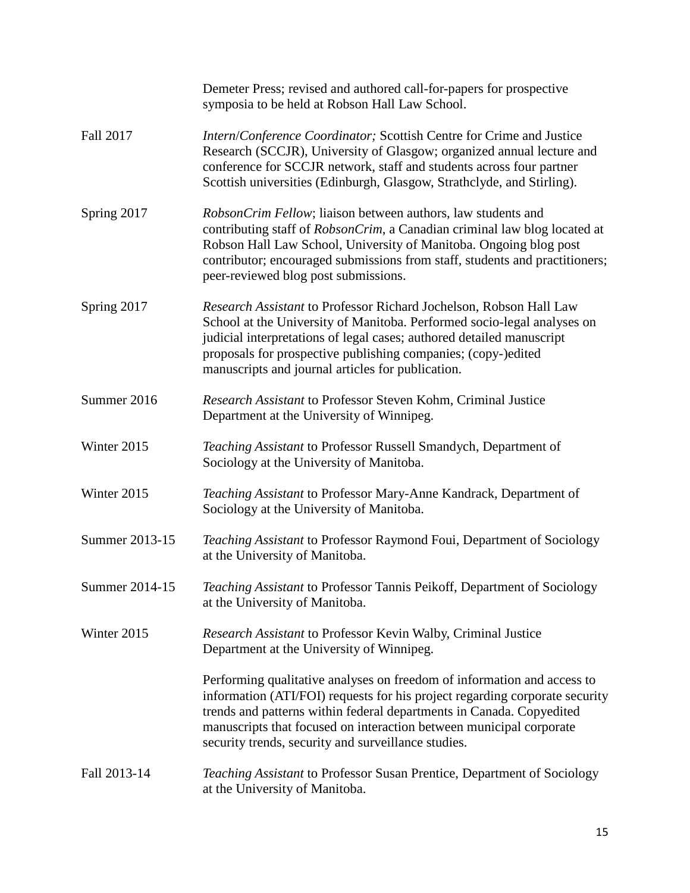Demeter Press; revised and authored call-for-papers for prospective symposia to be held at Robson Hall Law School.

Fall 2017 — *Intern*/*Conference Coordinator;* Scottish Centre for Crime and Justice Research (SCCJR), University of Glasgow; organized annual lecture and conference for SCCJR network, staff and students across four partner Scottish universities (Edinburgh, Glasgow, Strathclyde, and Stirling).

Spring 2017 — *RobsonCrim Fellow*; liaison between authors, law students and contributing staff of *RobsonCrim*, a Canadian criminal law blog located at Robson Hall Law School, University of Manitoba. Ongoing blog post contributor; encouraged submissions from staff, students and practitioners; peer-reviewed blog post submissions.

Spring 2017 — *Research Assistant* to Professor Richard Jochelson, Robson Hall Law School at the University of Manitoba. Performed socio-legal analyses on judicial interpretations of legal cases; authored detailed manuscript proposals for prospective publishing companies; (copy-)edited manuscripts and journal articles for publication.

Summer 2016 — *Research Assistant* to Professor Steven Kohm, Criminal Justice Department at the University of Winnipeg.

Winter 2015 — *Teaching Assistant* to Professor Russell Smandych, Department of Sociology at the University of Manitoba.

Winter 2015 — *Teaching Assistant* to Professor Mary-Anne Kandrack, Department of Sociology at the University of Manitoba.

Summer 2013-15 — *Teaching Assistant* to Professor Raymond Foui, Department of Sociology at the University of Manitoba.

Summer 2014-15 — *Teaching Assistant* to Professor Tannis Peikoff, Department of Sociology at the University of Manitoba.

Winter 2015 — *Research Assistant* to Professor Kevin Walby, Criminal Justice Department at the University of Winnipeg.

Performing qualitative analyses on freedom of information and access to information (ATI/FOI) requests for his project regarding corporate security trends and patterns within federal departments in Canada. Copyedited manuscripts that focused on interaction between municipal corporate security trends, security and surveillance studies.

Fall 2013-14 — *Teaching Assistant* to Professor Susan Prentice, Department of Sociology at the University of Manitoba.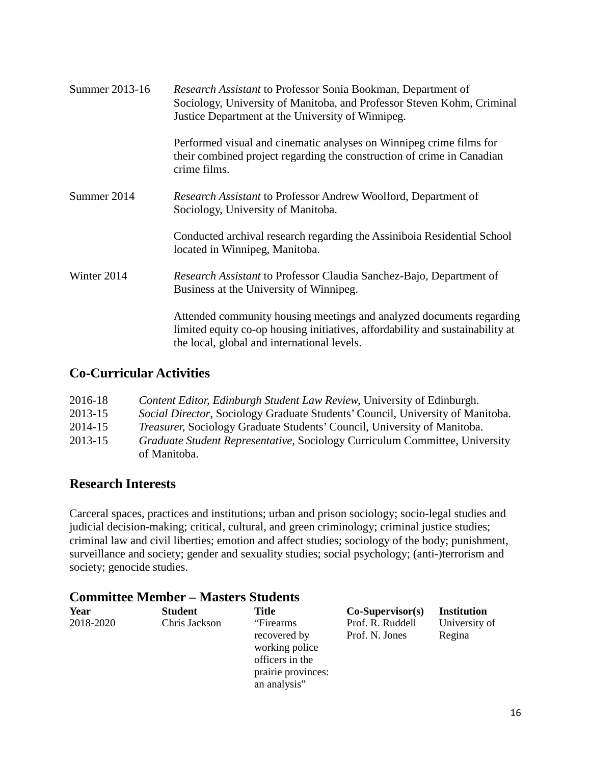Summer 2013-16 *Research Assistant* to Professor Sonia Bookman, Department of Sociology, University of Manitoba, and Professor Steven Kohm, Criminal Justice Department at the University of Winnipeg.

Performed visual and cinematic analyses on Winnipeg crime films for their combined project regarding the construction of crime in Canadian crime films.

Summer 2014 *Research Assistant* to Professor Andrew Woolford, Department of Sociology, University of Manitoba.

Conducted archival research regarding the Assiniboia Residential School located in Winnipeg, Manitoba.

Winter 2014 *Research Assistant* to Professor Claudia Sanchez-Bajo, Department of Business at the University of Winnipeg.

Attended community housing meetings and analyzed documents regarding limited equity co-op housing initiatives, affordability and sustainability at the local, global and international levels.

## Co-Curricular Activities

2016-18 *Content Editor, Edinburgh Student Law Review,* University of Edinburgh.
2013-15 *Social Director*, Sociology Graduate Students' Council, University of Manitoba.
2014-15 *Treasurer,* Sociology Graduate Students' Council, University of Manitoba.
2013-15 *Graduate Student Representative,* Sociology Curriculum Committee, University of Manitoba.

## Research Interests

Carceral spaces, practices and institutions; urban and prison sociology; socio-legal studies and judicial decision-making; critical, cultural, and green criminology; criminal justice studies; criminal law and civil liberties; emotion and affect studies; sociology of the body; punishment, surveillance and society; gender and sexuality studies; social psychology; (anti-)terrorism and society; genocide studies.

## Committee Member – Masters Students

| Year | Student | Title | Co-Supervisor(s) | Institution |
|---|---|---|---|---|
| 2018-2020 | Chris Jackson | "Firearms recovered by working police officers in the prairie provinces: an analysis" | Prof. R. Ruddell<br>Prof. N. Jones | University of Regina |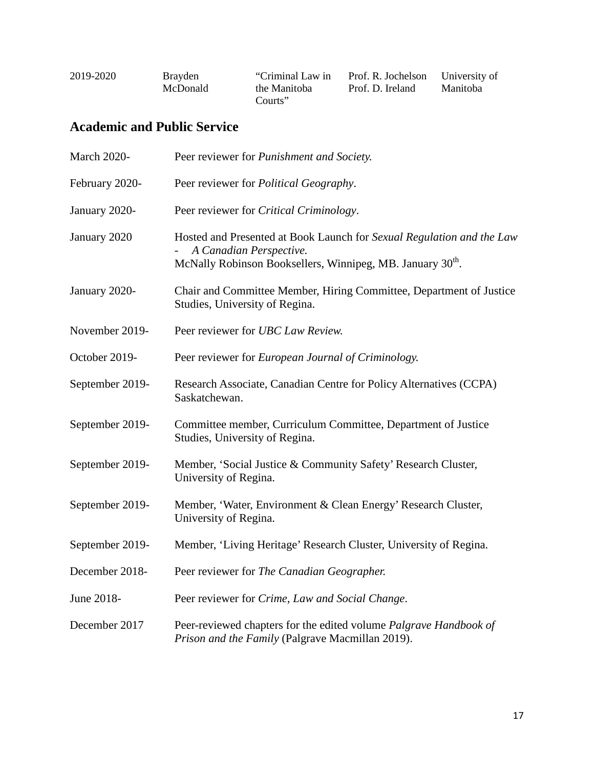| 2019-2020 | Brayden McDonald | "Criminal Law in the Manitoba Courts" | Prof. R. Jochelson Prof. D. Ireland | University of Manitoba |
|---|---|---|---|---|

## Academic and Public Service

March 2020- Peer reviewer for *Punishment and Society.*

February 2020- Peer reviewer for *Political Geography*.

January 2020- Peer reviewer for *Critical Criminology*.

January 2020 Hosted and Presented at Book Launch for *Sexual Regulation and the Law - A Canadian Perspective.* McNally Robinson Booksellers, Winnipeg, MB. January 30th.

January 2020- Chair and Committee Member, Hiring Committee, Department of Justice Studies, University of Regina.

November 2019- Peer reviewer for *UBC Law Review.*

October 2019- Peer reviewer for *European Journal of Criminology.*

September 2019- Research Associate, Canadian Centre for Policy Alternatives (CCPA) Saskatchewan.

September 2019- Committee member, Curriculum Committee, Department of Justice Studies, University of Regina.

September 2019- Member, 'Social Justice & Community Safety' Research Cluster, University of Regina.

September 2019- Member, 'Water, Environment & Clean Energy' Research Cluster, University of Regina.

September 2019- Member, 'Living Heritage' Research Cluster, University of Regina.

December 2018- Peer reviewer for *The Canadian Geographer.*

June 2018- Peer reviewer for *Crime, Law and Social Change*.

December 2017 Peer-reviewed chapters for the edited volume *Palgrave Handbook of Prison and the Family* (Palgrave Macmillan 2019).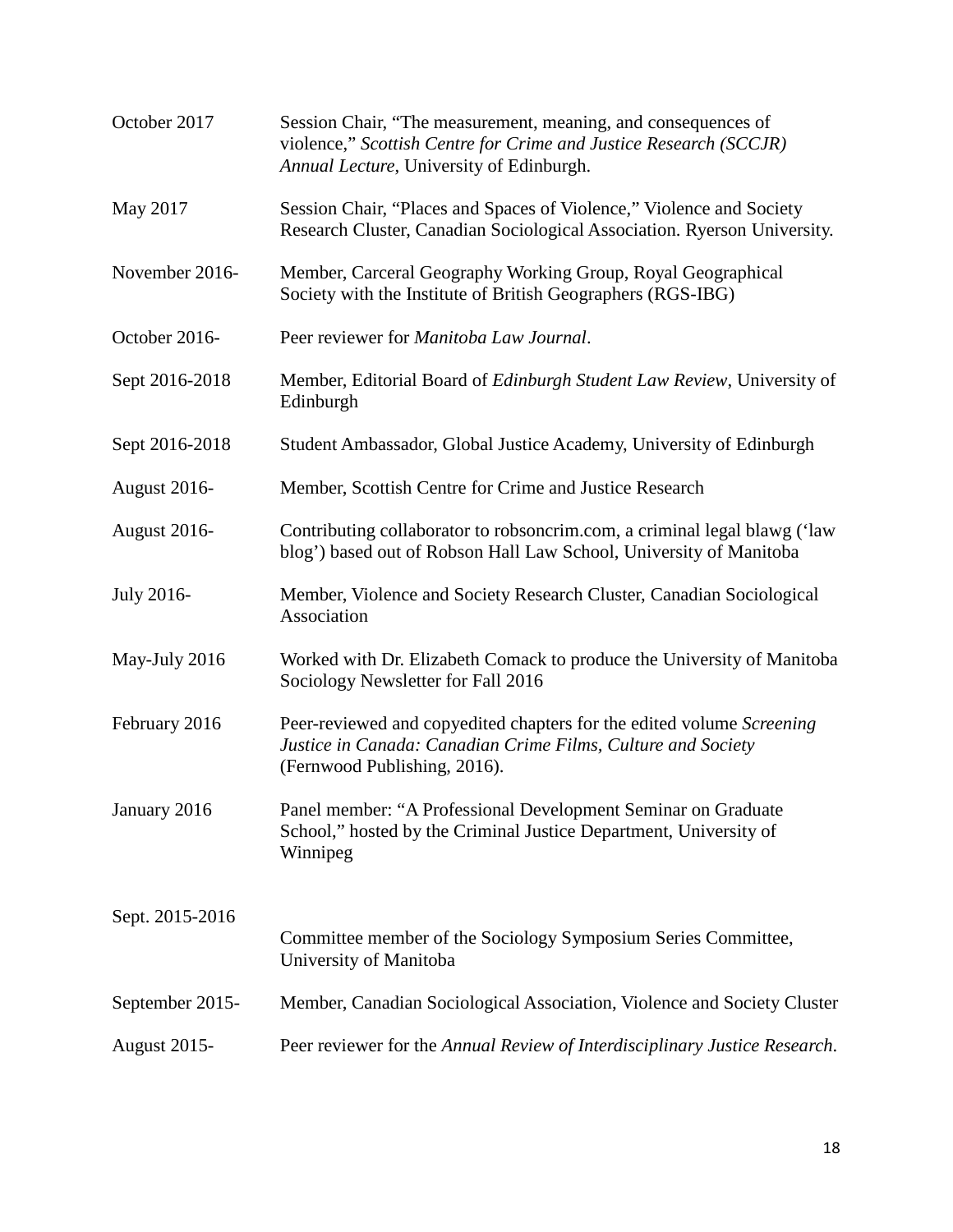| | |
|---|---|
| October 2017 | Session Chair, "The measurement, meaning, and consequences of violence," *Scottish Centre for Crime and Justice Research (SCCJR) Annual Lecture*, University of Edinburgh. |
| May 2017 | Session Chair, "Places and Spaces of Violence," Violence and Society Research Cluster, Canadian Sociological Association. Ryerson University. |
| November 2016- | Member, Carceral Geography Working Group, Royal Geographical Society with the Institute of British Geographers (RGS-IBG) |
| October 2016- | Peer reviewer for *Manitoba Law Journal*. |
| Sept 2016-2018 | Member, Editorial Board of *Edinburgh Student Law Review*, University of Edinburgh |
| Sept 2016-2018 | Student Ambassador, Global Justice Academy, University of Edinburgh |
| August 2016- | Member, Scottish Centre for Crime and Justice Research |
| August 2016- | Contributing collaborator to robsoncrim.com, a criminal legal blawg ('law blog') based out of Robson Hall Law School, University of Manitoba |
| July 2016- | Member, Violence and Society Research Cluster, Canadian Sociological Association |
| May-July 2016 | Worked with Dr. Elizabeth Comack to produce the University of Manitoba Sociology Newsletter for Fall 2016 |
| February 2016 | Peer-reviewed and copyedited chapters for the edited volume *Screening Justice in Canada: Canadian Crime Films, Culture and Society* (Fernwood Publishing, 2016). |
| January 2016 | Panel member: "A Professional Development Seminar on Graduate School," hosted by the Criminal Justice Department, University of Winnipeg |
| Sept. 2015-2016 | Committee member of the Sociology Symposium Series Committee, University of Manitoba |
| September 2015- | Member, Canadian Sociological Association, Violence and Society Cluster |
| August 2015- | Peer reviewer for the *Annual Review of Interdisciplinary Justice Research*. |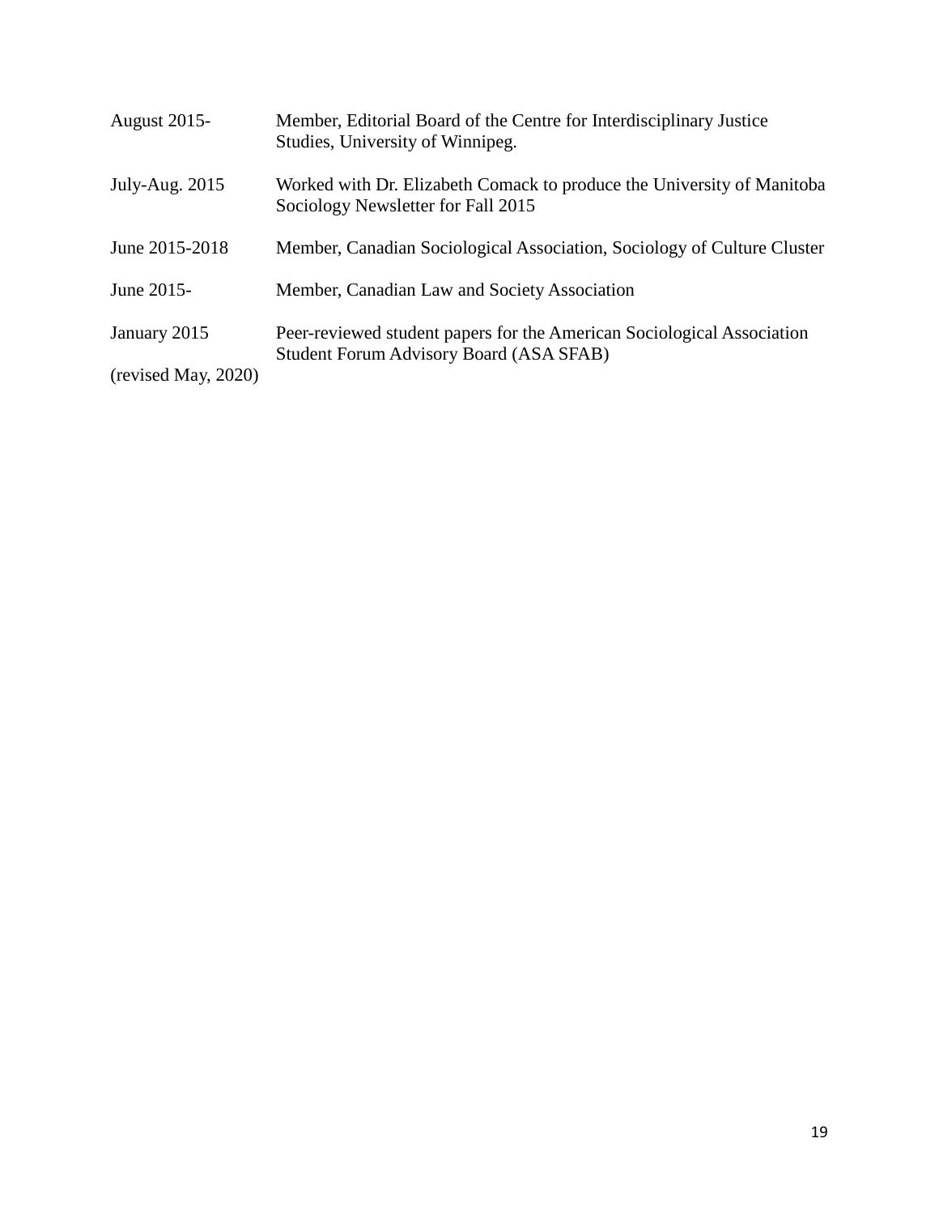| | |
|---|---|
| August 2015- | Member, Editorial Board of the Centre for Interdisciplinary Justice Studies, University of Winnipeg. |
| July-Aug. 2015 | Worked with Dr. Elizabeth Comack to produce the University of Manitoba Sociology Newsletter for Fall 2015 |
| June 2015-2018 | Member, Canadian Sociological Association, Sociology of Culture Cluster |
| June 2015- | Member, Canadian Law and Society Association |
| January 2015 | Peer-reviewed student papers for the American Sociological Association Student Forum Advisory Board (ASA SFAB) |

(revised May, 2020)